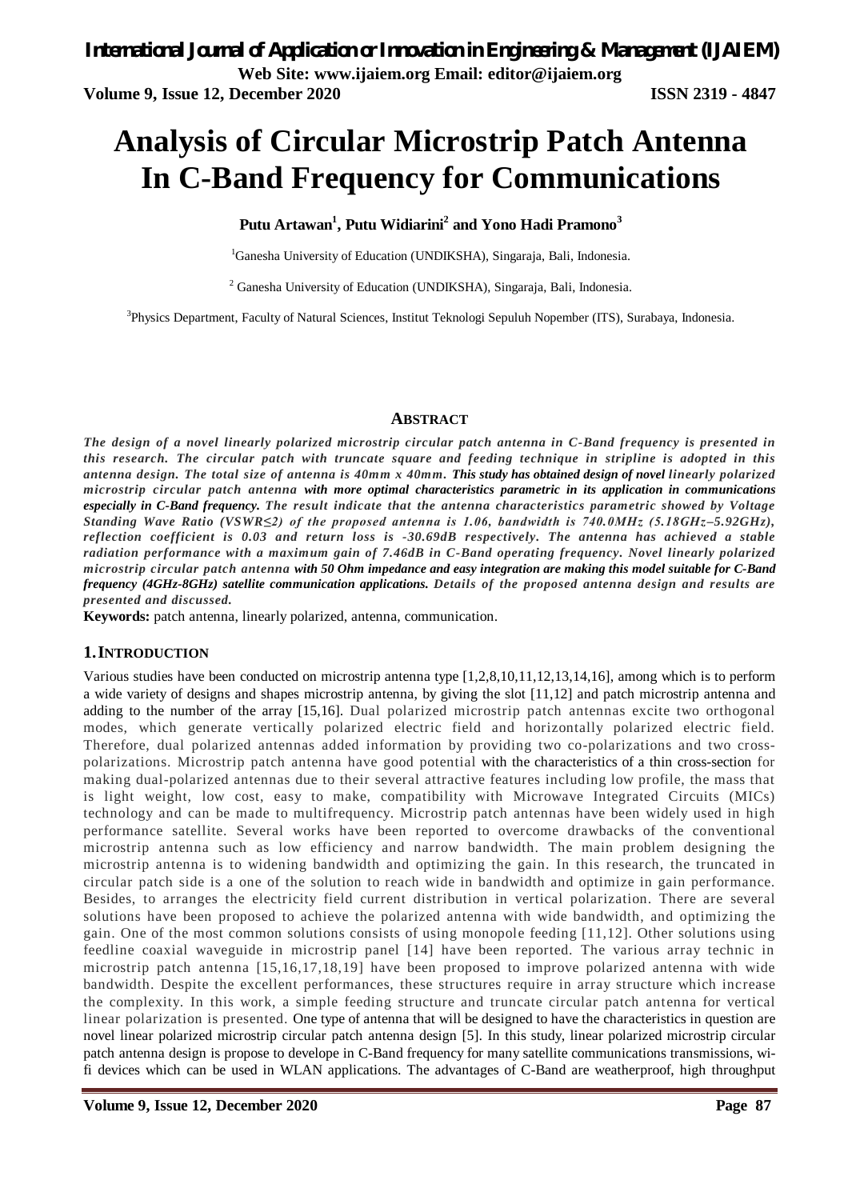# Analysis of Circular Microstrip Patch Antenna In C-Band Frequency for Communications

**Putu Artawan[1], Putu Widiarini[2] and Yono Hadi Pramono[3]**

[1]Ganesha University of Education (UNDIKSHA), Singaraja, Bali, Indonesia.

[2] Ganesha University of Education (UNDIKSHA), Singaraja, Bali, Indonesia.

[3]Physics Department, Faculty of Natural Sciences, Institut Teknologi Sepuluh Nopember (ITS), Surabaya, Indonesia.

## ABSTRACT

***The design of a novel linearly polarized microstrip circular patch antenna in C-Band frequency is presented in this research. The circular patch with truncate square and feeding technique in stripline is adopted in this antenna design. The total size of antenna is 40mm x 40mm. This study has obtained design of novel linearly polarized microstrip circular patch antenna with more optimal characteristics parametric in its application in communications especially in C-Band frequency. The result indicate that the antenna characteristics parametric showed by Voltage Standing Wave Ratio (VSWR≤2) of the proposed antenna is 1.06, bandwidth is 740.0MHz (5.18GHz–5.92GHz), reflection coefficient is 0.03 and return loss is -30.69dB respectively. The antenna has achieved a stable radiation performance with a maximum gain of 7.46dB in C-Band operating frequency. Novel linearly polarized microstrip circular patch antenna with 50 Ohm impedance and easy integration are making this model suitable for C-Band frequency (4GHz-8GHz) satellite communication applications. Details of the proposed antenna design and results are presented and discussed.***

**Keywords:** patch antenna, linearly polarized, antenna, communication.

## 1. INTRODUCTION

Various studies have been conducted on microstrip antenna type [1,2,8,10,11,12,13,14,16], among which is to perform a wide variety of designs and shapes microstrip antenna, by giving the slot [11,12] and patch microstrip antenna and adding to the number of the array [15,16]. Dual polarized microstrip patch antennas excite two orthogonal modes, which generate vertically polarized electric field and horizontally polarized electric field. Therefore, dual polarized antennas added information by providing two co-polarizations and two cross-polarizations. Microstrip patch antenna have good potential with the characteristics of a thin cross-section for making dual-polarized antennas due to their several attractive features including low profile, the mass that is light weight, low cost, easy to make, compatibility with Microwave Integrated Circuits (MICs) technology and can be made to multifrequency. Microstrip patch antennas have been widely used in high performance satellite. Several works have been reported to overcome drawbacks of the conventional microstrip antenna such as low efficiency and narrow bandwidth. The main problem designing the microstrip antenna is to widening bandwidth and optimizing the gain. In this research, the truncated in circular patch side is a one of the solution to reach wide in bandwidth and optimize in gain performance. Besides, to arranges the electricity field current distribution in vertical polarization. There are several solutions have been proposed to achieve the polarized antenna with wide bandwidth, and optimizing the gain. One of the most common solutions consists of using monopole feeding [11,12]. Other solutions using feedline coaxial waveguide in microstrip panel [14] have been reported. The various array technic in microstrip patch antenna [15,16,17,18,19] have been proposed to improve polarized antenna with wide bandwidth. Despite the excellent performances, these structures require in array structure which increase the complexity. In this work, a simple feeding structure and truncate circular patch antenna for vertical linear polarization is presented. One type of antenna that will be designed to have the characteristics in question are novel linear polarized microstrip circular patch antenna design [5]. In this study, linear polarized microstrip circular patch antenna design is propose to develope in C-Band frequency for many satellite communications transmissions, wi-fi devices which can be used in WLAN applications. The advantages of C-Band are weatherproof, high throughput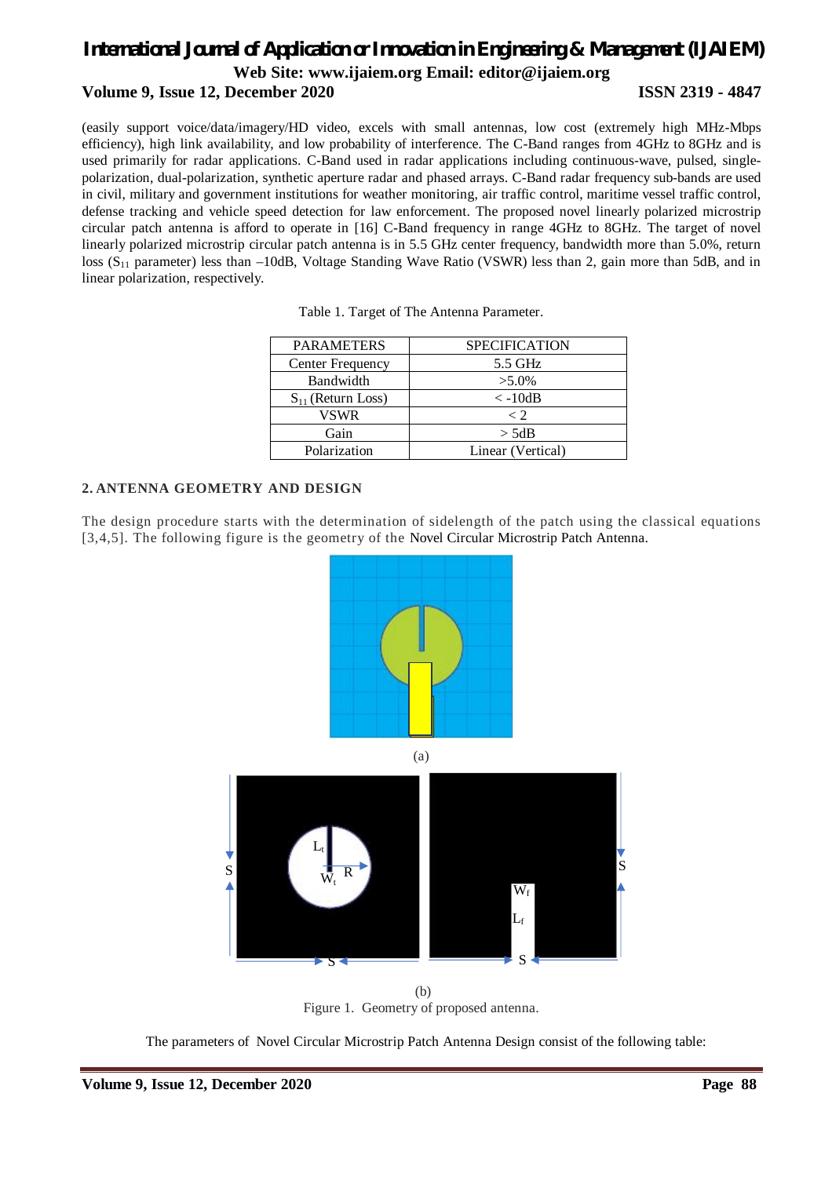(easily support voice/data/imagery/HD video, excels with small antennas, low cost (extremely high MHz-Mbps efficiency), high link availability, and low probability of interference. The C-Band ranges from 4GHz to 8GHz and is used primarily for radar applications. C-Band used in radar applications including continuous-wave, pulsed, single-polarization, dual-polarization, synthetic aperture radar and phased arrays. C-Band radar frequency sub-bands are used in civil, military and government institutions for weather monitoring, air traffic control, maritime vessel traffic control, defense tracking and vehicle speed detection for law enforcement. The proposed novel linearly polarized microstrip circular patch antenna is afford to operate in [16] C-Band frequency in range 4GHz to 8GHz. The target of novel linearly polarized microstrip circular patch antenna is in 5.5 GHz center frequency, bandwidth more than 5.0%, return loss ($S_{11}$ parameter) less than –10dB, Voltage Standing Wave Ratio (VSWR) less than 2, gain more than 5dB, and in linear polarization, respectively.

Table 1. Target of The Antenna Parameter.

| PARAMETERS | SPECIFICATION |
| --- | --- |
| Center Frequency | 5.5 GHz |
| Bandwidth | >5.0% |
| $S_{11}$ (Return Loss) | < -10dB |
| VSWR | < 2 |
| Gain | > 5dB |
| Polarization | Linear (Vertical) |

## 2. ANTENNA GEOMETRY AND DESIGN

The design procedure starts with the determination of sidelength of the patch using the classical equations [3,4,5]. The following figure is the geometry of the Novel Circular Microstrip Patch Antenna.

(a)

(b)

Figure 1. Geometry of proposed antenna.

The parameters of Novel Circular Microstrip Patch Antenna Design consist of the following table: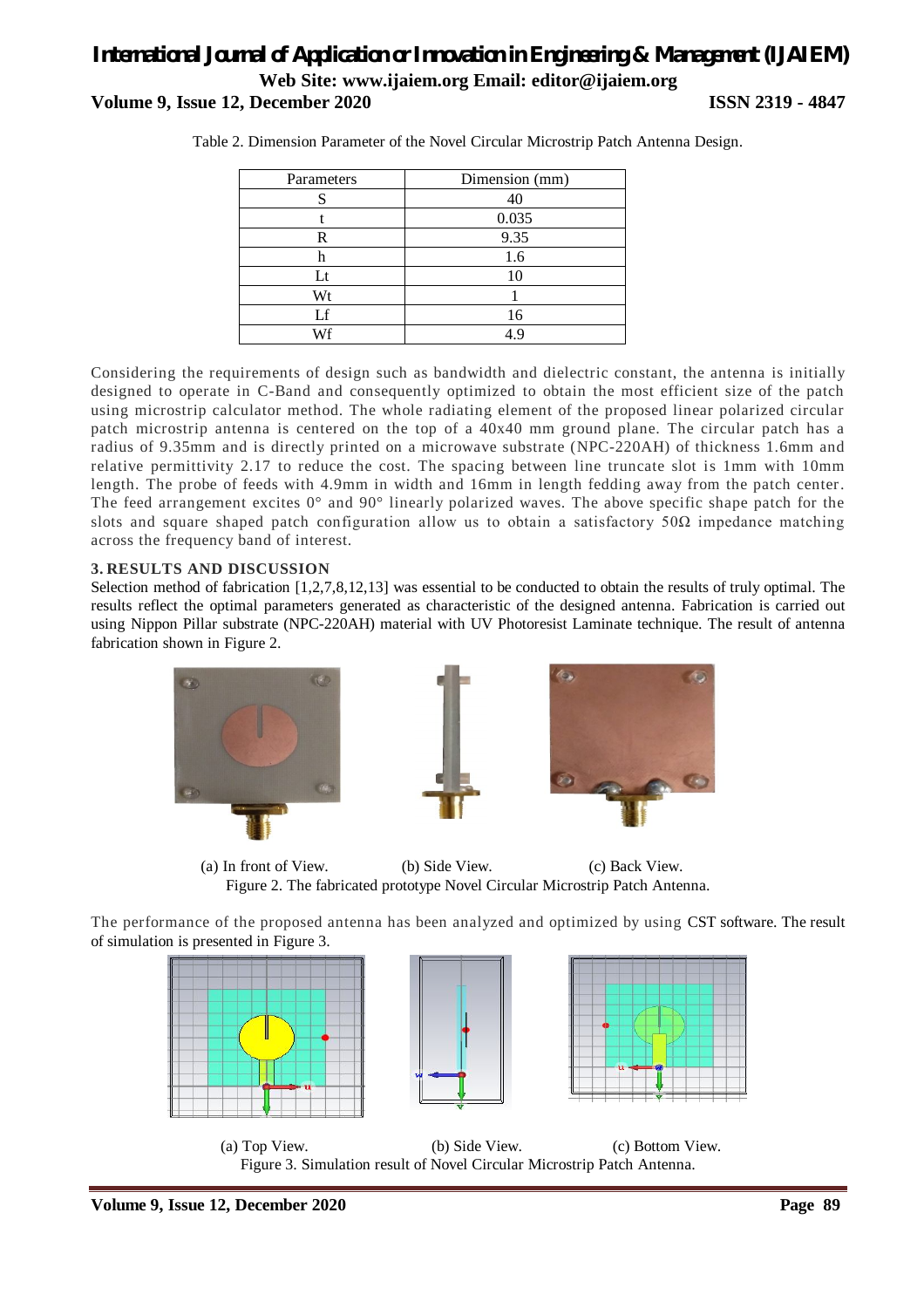Table 2. Dimension Parameter of the Novel Circular Microstrip Patch Antenna Design.

| Parameters | Dimension (mm) |
|---|---|
| S | 40 |
| t | 0.035 |
| R | 9.35 |
| h | 1.6 |
| Lt | 10 |
| Wt | 1 |
| Lf | 16 |
| Wf | 4.9 |

Considering the requirements of design such as bandwidth and dielectric constant, the antenna is initially designed to operate in C-Band and consequently optimized to obtain the most efficient size of the patch using microstrip calculator method. The whole radiating element of the proposed linear polarized circular patch microstrip antenna is centered on the top of a 40x40 mm ground plane. The circular patch has a radius of 9.35mm and is directly printed on a microwave substrate (NPC-220AH) of thickness 1.6mm and relative permittivity 2.17 to reduce the cost. The spacing between line truncate slot is 1mm with 10mm length. The probe of feeds with 4.9mm in width and 16mm in length fedding away from the patch center. The feed arrangement excites 0° and 90° linearly polarized waves. The above specific shape patch for the slots and square shaped patch configuration allow us to obtain a satisfactory 50Ω impedance matching across the frequency band of interest.

## 3. RESULTS AND DISCUSSION

Selection method of fabrication [1,2,7,8,12,13] was essential to be conducted to obtain the results of truly optimal. The results reflect the optimal parameters generated as characteristic of the designed antenna. Fabrication is carried out using Nippon Pillar substrate (NPC-220AH) material with UV Photoresist Laminate technique. The result of antenna fabrication shown in Figure 2.

(a) In front of View. (b) Side View. (c) Back View.

Figure 2. The fabricated prototype Novel Circular Microstrip Patch Antenna.

The performance of the proposed antenna has been analyzed and optimized by using CST software. The result of simulation is presented in Figure 3.

(a) Top View. (b) Side View. (c) Bottom View.

Figure 3. Simulation result of Novel Circular Microstrip Patch Antenna.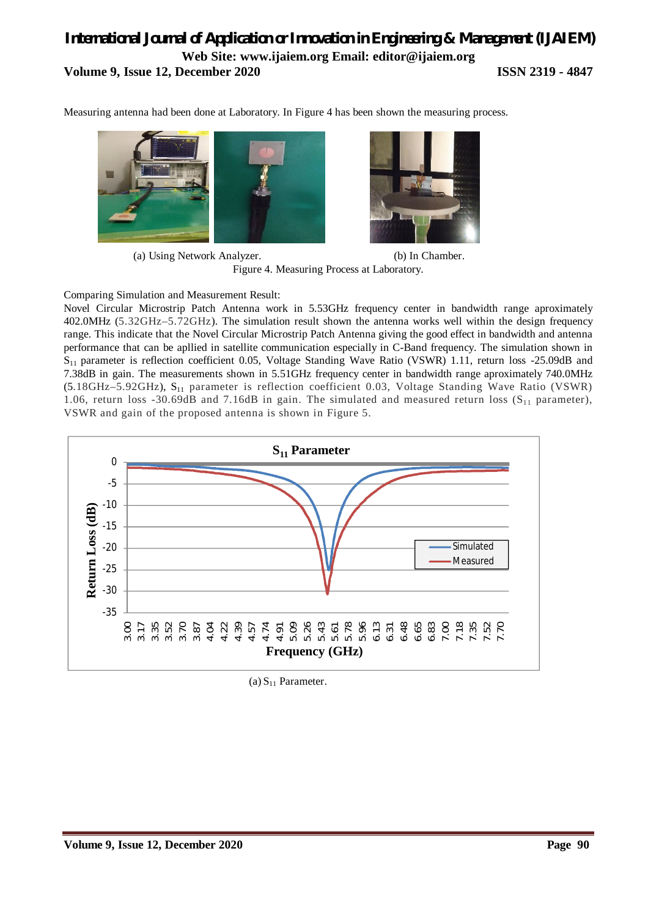Measuring antenna had been done at Laboratory. In Figure 4 has been shown the measuring process.

(a) Using Network Analyzer. (b) In Chamber.

Figure 4. Measuring Process at Laboratory.

Comparing Simulation and Measurement Result:

Novel Circular Microstrip Patch Antenna work in 5.53GHz frequency center in bandwidth range aproximately 402.0MHz (5.32GHz–5.72GHz). The simulation result shown the antenna works well within the design frequency range. This indicate that the Novel Circular Microstrip Patch Antenna giving the good effect in bandwidth and antenna performance that can be apllied in satellite communication especially in C-Band frequency. The simulation shown in $S_{11}$ parameter is reflection coefficient 0.05, Voltage Standing Wave Ratio (VSWR) 1.11, return loss -25.09dB and 7.38dB in gain. The measurements shown in 5.51GHz frequency center in bandwidth range aproximately 740.0MHz (5.18GHz–5.92GHz), $S_{11}$ parameter is reflection coefficient 0.03, Voltage Standing Wave Ratio (VSWR) 1.06, return loss -30.69dB and 7.16dB in gain. The simulated and measured return loss ($S_{11}$ parameter), VSWR and gain of the proposed antenna is shown in Figure 5.

(a) $S_{11}$ Parameter.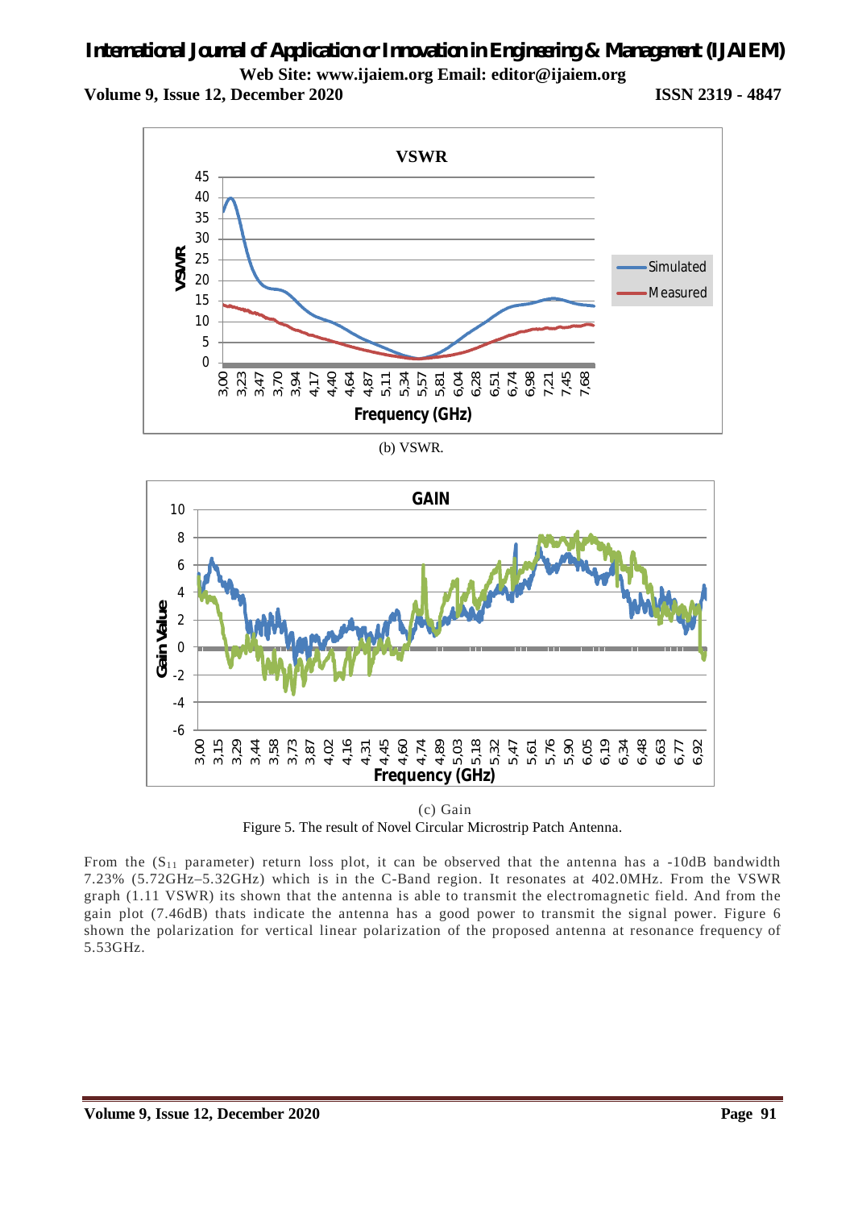(b) VSWR.

(c) Gain

Figure 5. The result of Novel Circular Microstrip Patch Antenna.

From the ($S_{11}$ parameter) return loss plot, it can be observed that the antenna has a -10dB bandwidth 7.23% (5.72GHz–5.32GHz) which is in the C-Band region. It resonates at 402.0MHz. From the VSWR graph (1.11 VSWR) its shown that the antenna is able to transmit the electromagnetic field. And from the gain plot (7.46dB) thats indicate the antenna has a good power to transmit the signal power. Figure 6 shown the polarization for vertical linear polarization of the proposed antenna at resonance frequency of 5.53GHz.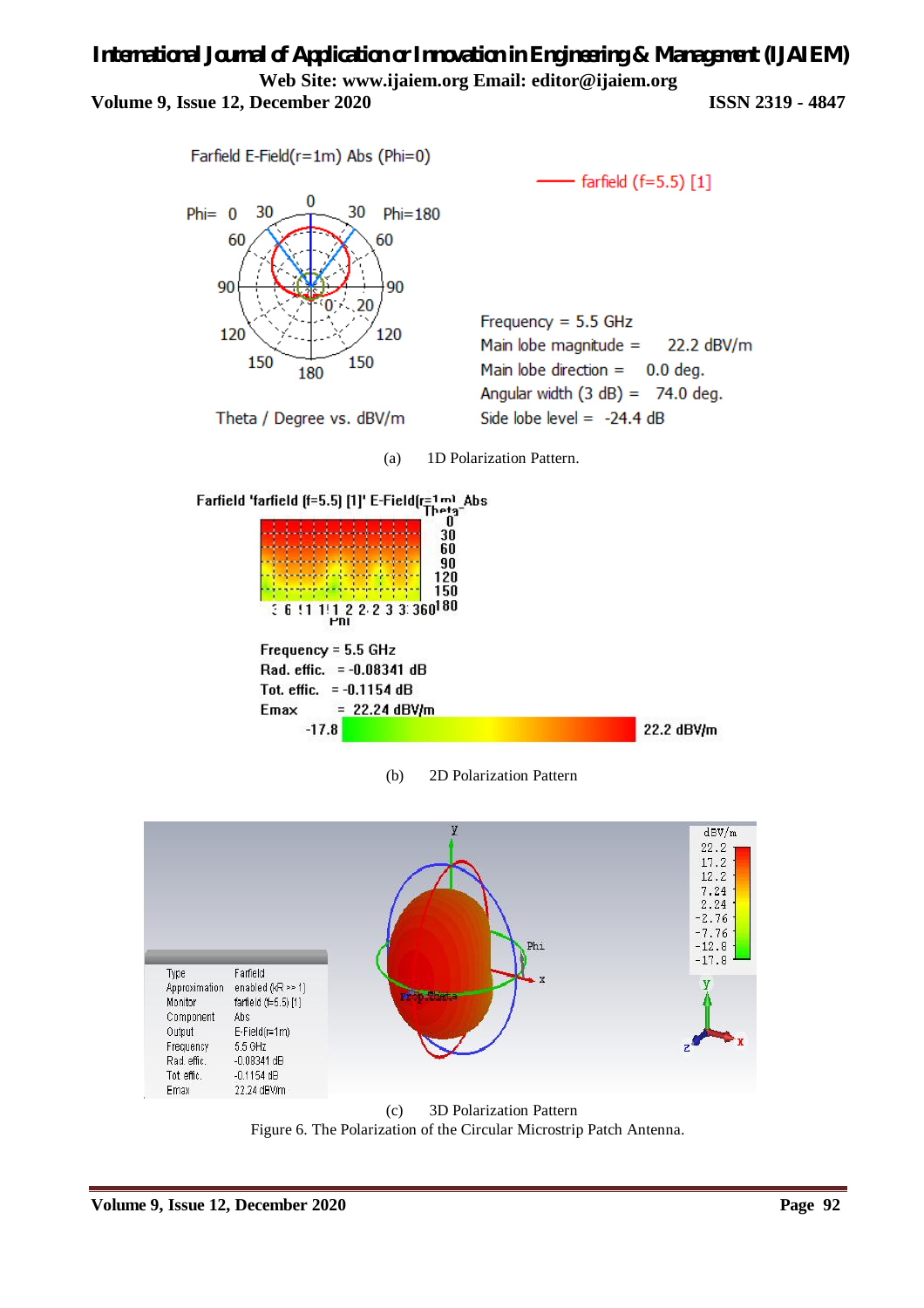(a) 1D Polarization Pattern.

(b) 2D Polarization Pattern

(c) 3D Polarization Pattern

Figure 6. The Polarization of the Circular Microstrip Patch Antenna.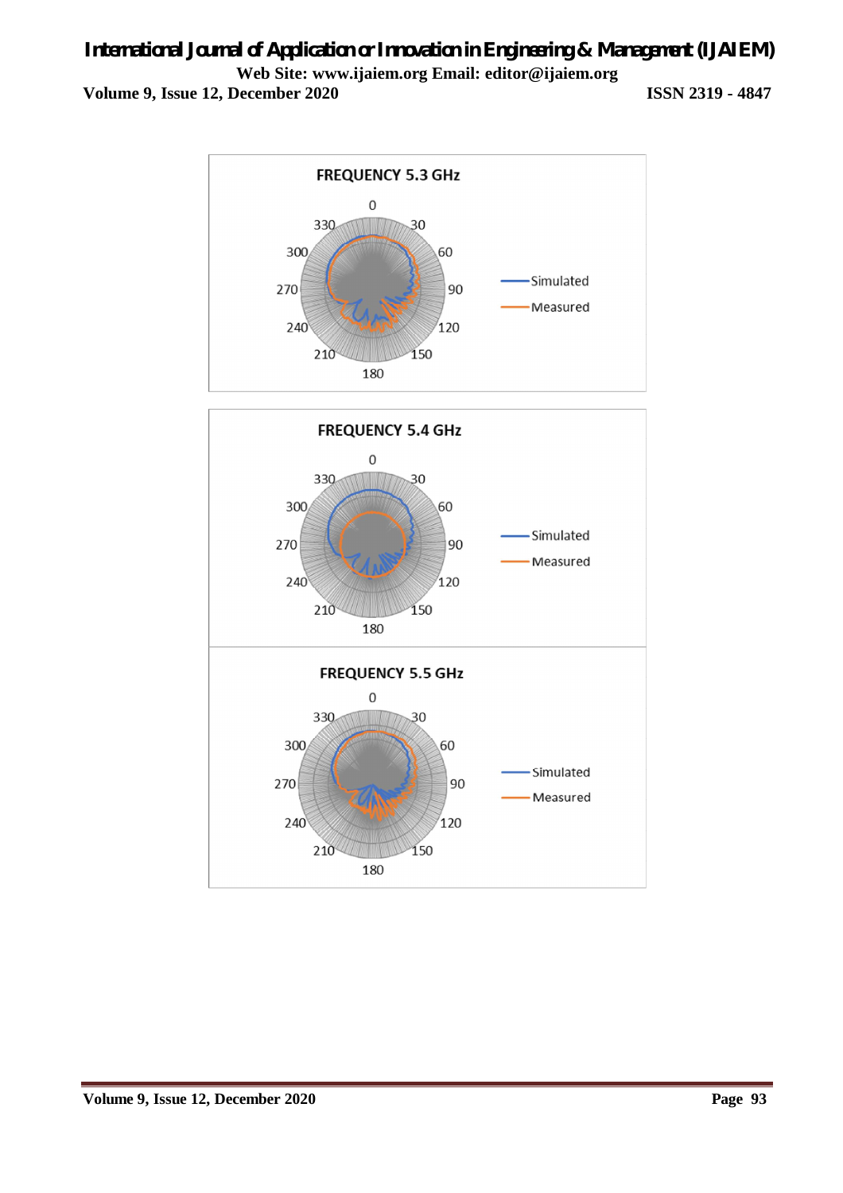**FREQUENCY 5.3 GHz**

Simulated
Measured

**FREQUENCY 5.4 GHz**

Simulated
Measured

**FREQUENCY 5.5 GHz**

Simulated
Measured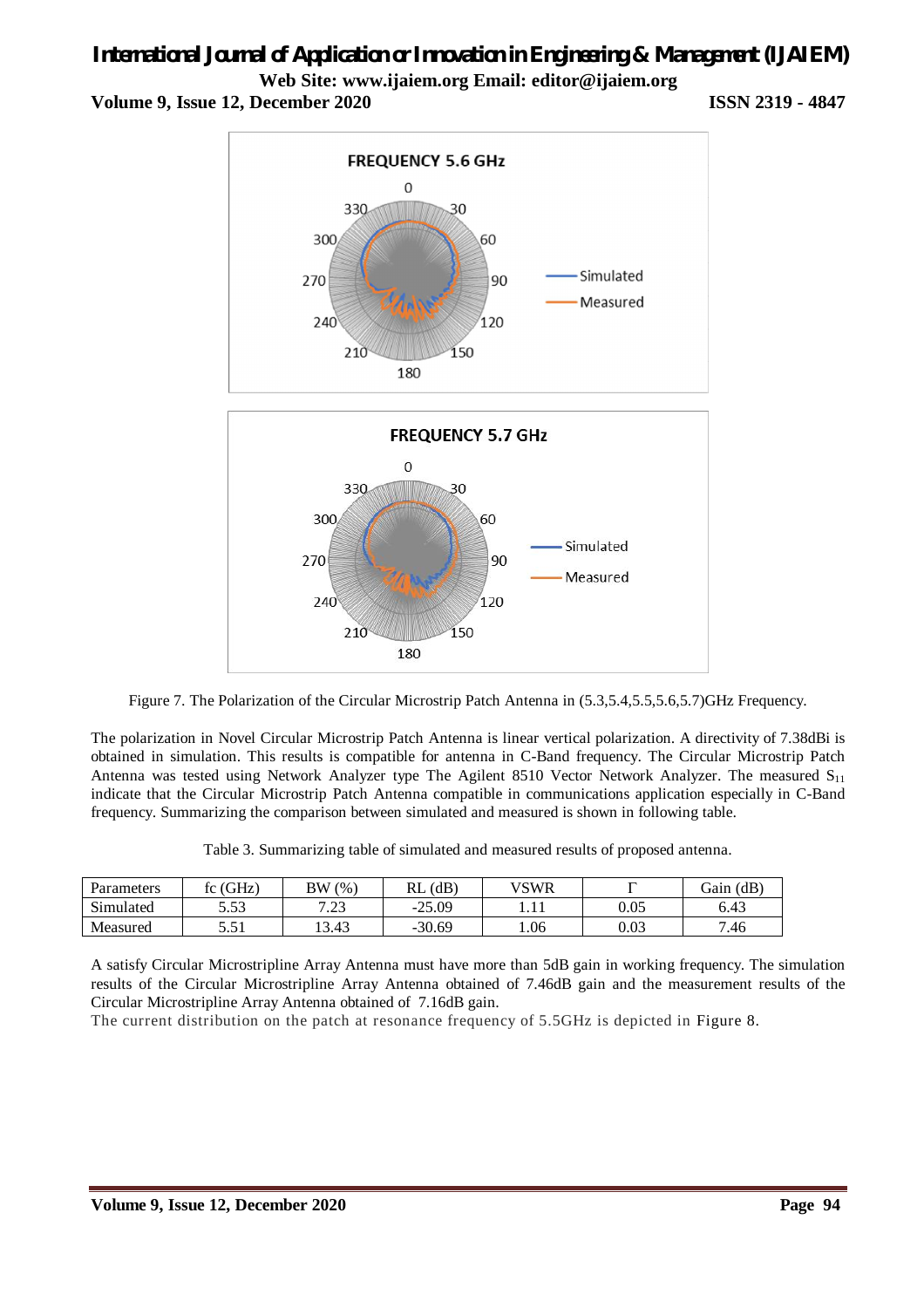Figure 7. The Polarization of the Circular Microstrip Patch Antenna in (5.3,5.4,5.5,5.6,5.7)GHz Frequency.

The polarization in Novel Circular Microstrip Patch Antenna is linear vertical polarization. A directivity of 7.38dBi is obtained in simulation. This results is compatible for antenna in C-Band frequency. The Circular Microstrip Patch Antenna was tested using Network Analyzer type The Agilent 8510 Vector Network Analyzer. The measured $S_{11}$ indicate that the Circular Microstrip Patch Antenna compatible in communications application especially in C-Band frequency. Summarizing the comparison between simulated and measured is shown in following table.

Table 3. Summarizing table of simulated and measured results of proposed antenna.

| Parameters | fc (GHz) | BW (%) | RL (dB) | VSWR | $\Gamma$ | Gain (dB) |
|---|---|---|---|---|---|---|
| Simulated | 5.53 | 7.23 | -25.09 | 1.11 | 0.05 | 6.43 |
| Measured | 5.51 | 13.43 | -30.69 | 1.06 | 0.03 | 7.46 |

A satisfy Circular Microstripline Array Antenna must have more than 5dB gain in working frequency. The simulation results of the Circular Microstripline Array Antenna obtained of 7.46dB gain and the measurement results of the Circular Microstripline Array Antenna obtained of 7.16dB gain.

The current distribution on the patch at resonance frequency of 5.5GHz is depicted in Figure 8.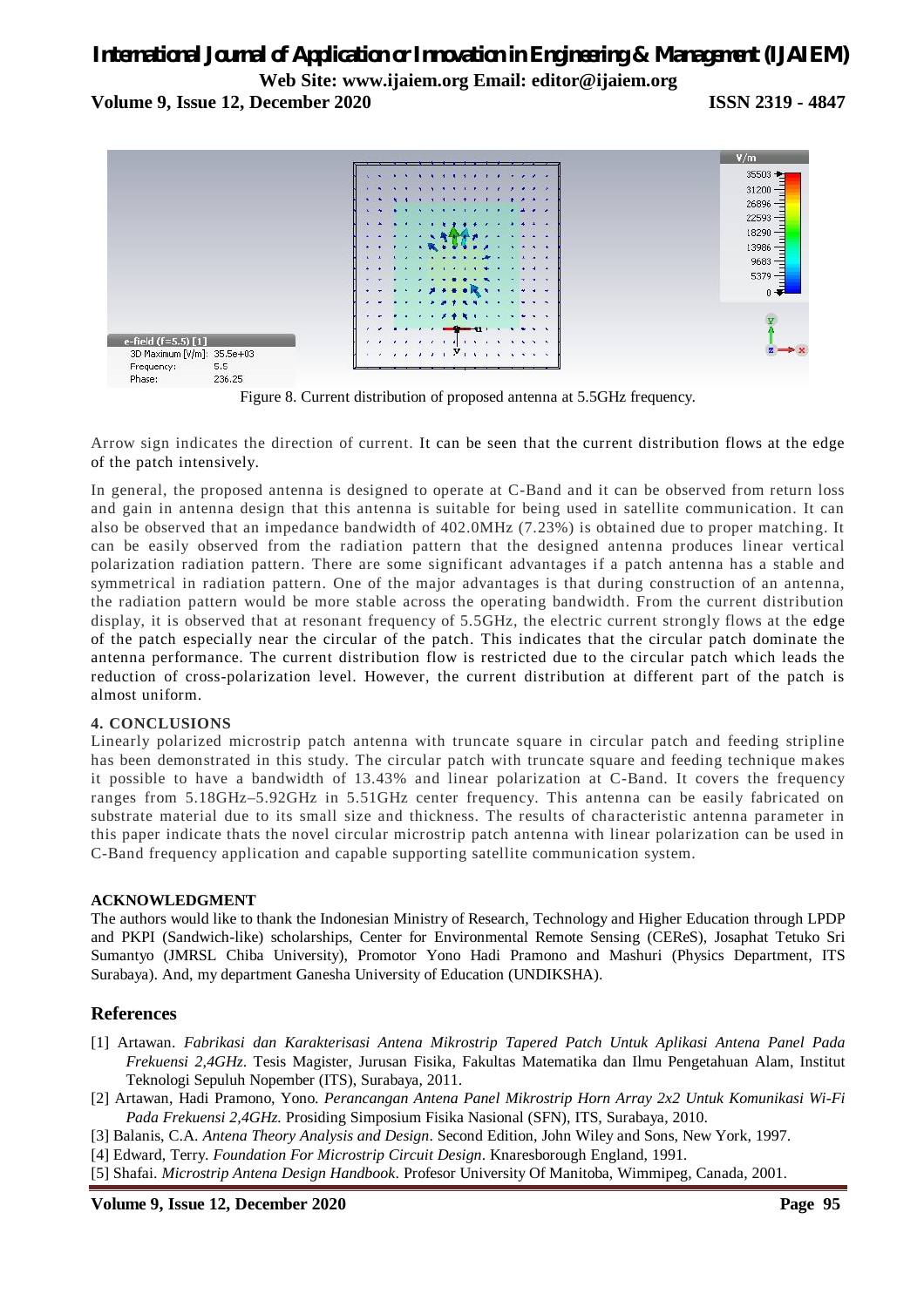Figure 8. Current distribution of proposed antenna at 5.5GHz frequency.

Arrow sign indicates the direction of current. It can be seen that the current distribution flows at the edge of the patch intensively.

In general, the proposed antenna is designed to operate at C-Band and it can be observed from return loss and gain in antenna design that this antenna is suitable for being used in satellite communication. It can also be observed that an impedance bandwidth of 402.0MHz (7.23%) is obtained due to proper matching. It can be easily observed from the radiation pattern that the designed antenna produces linear vertical polarization radiation pattern. There are some significant advantages if a patch antenna has a stable and symmetrical in radiation pattern. One of the major advantages is that during construction of an antenna, the radiation pattern would be more stable across the operating bandwidth. From the current distribution display, it is observed that at resonant frequency of 5.5GHz, the electric current strongly flows at the edge of the patch especially near the circular of the patch. This indicates that the circular patch dominate the antenna performance. The current distribution flow is restricted due to the circular patch which leads the reduction of cross-polarization level. However, the current distribution at different part of the patch is almost uniform.

#### 4. CONCLUSIONS

Linearly polarized microstrip patch antenna with truncate square in circular patch and feeding stripline has been demonstrated in this study. The circular patch with truncate square and feeding technique makes it possible to have a bandwidth of 13.43% and linear polarization at C-Band. It covers the frequency ranges from 5.18GHz–5.92GHz in 5.51GHz center frequency. This antenna can be easily fabricated on substrate material due to its small size and thickness. The results of characteristic antenna parameter in this paper indicate thats the novel circular microstrip patch antenna with linear polarization can be used in C-Band frequency application and capable supporting satellite communication system.

#### ACKNOWLEDGMENT

The authors would like to thank the Indonesian Ministry of Research, Technology and Higher Education through LPDP and PKPI (Sandwich-like) scholarships, Center for Environmental Remote Sensing (CEReS), Josaphat Tetuko Sri Sumantyo (JMRSL Chiba University), Promotor Yono Hadi Pramono and Mashuri (Physics Department, ITS Surabaya). And, my department Ganesha University of Education (UNDIKSHA).

## References

[1] Artawan. *Fabrikasi dan Karakterisasi Antena Mikrostrip Tapered Patch Untuk Aplikasi Antena Panel Pada Frekuensi 2,4GHz*. Tesis Magister, Jurusan Fisika, Fakultas Matematika dan Ilmu Pengetahuan Alam, Institut Teknologi Sepuluh Nopember (ITS), Surabaya, 2011.

[2] Artawan, Hadi Pramono, Yono. *Perancangan Antena Panel Mikrostrip Horn Array 2x2 Untuk Komunikasi Wi-Fi Pada Frekuensi 2,4GHz.* Prosiding Simposium Fisika Nasional (SFN), ITS, Surabaya, 2010.

[3] Balanis, C.A. *Antena Theory Analysis and Design*. Second Edition, John Wiley and Sons, New York, 1997.

[4] Edward, Terry. *Foundation For Microstrip Circuit Design*. Knaresborough England, 1991.

[5] Shafai. *Microstrip Antena Design Handbook*. Profesor University Of Manitoba, Wimmipeg, Canada, 2001.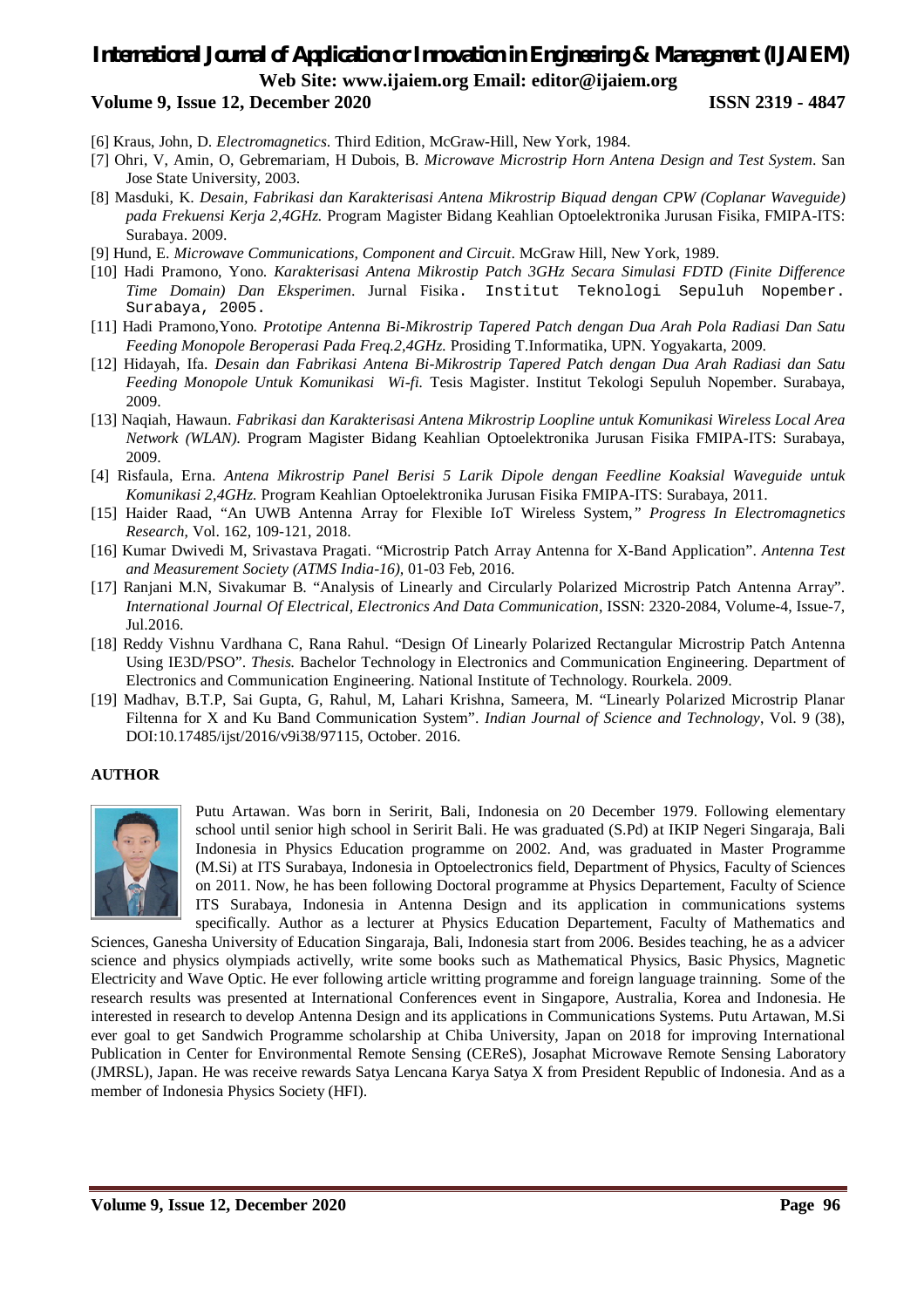[6] Kraus, John, D. *Electromagnetics*. Third Edition, McGraw-Hill, New York, 1984.

[7] Ohri, V, Amin, O, Gebremariam, H Dubois, B. *Microwave Microstrip Horn Antena Design and Test System*. San Jose State University, 2003.

[8] Masduki, K. *Desain, Fabrikasi dan Karakterisasi Antena Mikrostrip Biquad dengan CPW (Coplanar Waveguide) pada Frekuensi Kerja 2,4GHz.* Program Magister Bidang Keahlian Optoelektronika Jurusan Fisika, FMIPA-ITS: Surabaya. 2009.

[9] Hund, E. *Microwave Communications, Component and Circuit*. McGraw Hill, New York, 1989.

[10] Hadi Pramono, Yono. *Karakterisasi Antena Mikrostip Patch 3GHz Secara Simulasi FDTD (Finite Difference Time Domain) Dan Eksperimen.* Jurnal Fisika. Institut Teknologi Sepuluh Nopember. Surabaya, 2005.

[11] Hadi Pramono,Yono. *Prototipe Antenna Bi-Mikrostrip Tapered Patch dengan Dua Arah Pola Radiasi Dan Satu Feeding Monopole Beroperasi Pada Freq.2,4GHz.* Prosiding T.Informatika, UPN. Yogyakarta, 2009.

[12] Hidayah, Ifa. *Desain dan Fabrikasi Antena Bi-Mikrostrip Tapered Patch dengan Dua Arah Radiasi dan Satu Feeding Monopole Untuk Komunikasi Wi-fi.* Tesis Magister. Institut Tekologi Sepuluh Nopember. Surabaya, 2009.

[13] Naqiah, Hawaun. *Fabrikasi dan Karakterisasi Antena Mikrostrip Loopline untuk Komunikasi Wireless Local Area Network (WLAN).* Program Magister Bidang Keahlian Optoelektronika Jurusan Fisika FMIPA-ITS: Surabaya, 2009.

[4] Risfaula, Erna. *Antena Mikrostrip Panel Berisi 5 Larik Dipole dengan Feedline Koaksial Waveguide untuk Komunikasi 2,4GHz.* Program Keahlian Optoelektronika Jurusan Fisika FMIPA-ITS: Surabaya, 2011.

[15] Haider Raad, "An UWB Antenna Array for Flexible IoT Wireless System," *Progress In Electromagnetics Research*, Vol. 162, 109-121, 2018.

[16] Kumar Dwivedi M, Srivastava Pragati. "Microstrip Patch Array Antenna for X-Band Application". *Antenna Test and Measurement Society (ATMS India-16)*, 01-03 Feb, 2016.

[17] Ranjani M.N, Sivakumar B. "Analysis of Linearly and Circularly Polarized Microstrip Patch Antenna Array". *International Journal Of Electrical, Electronics And Data Communication*, ISSN: 2320-2084, Volume-4, Issue-7, Jul.2016.

[18] Reddy Vishnu Vardhana C, Rana Rahul. "Design Of Linearly Polarized Rectangular Microstrip Patch Antenna Using IE3D/PSO". *Thesis.* Bachelor Technology in Electronics and Communication Engineering. Department of Electronics and Communication Engineering. National Institute of Technology. Rourkela. 2009.

[19] Madhav, B.T.P, Sai Gupta, G, Rahul, M, Lahari Krishna, Sameera, M. "Linearly Polarized Microstrip Planar Filtenna for X and Ku Band Communication System". *Indian Journal of Science and Technology*, Vol. 9 (38), DOI:10.17485/ijst/2016/v9i38/97115, October. 2016.

**AUTHOR**

Putu Artawan. Was born in Seririt, Bali, Indonesia on 20 December 1979. Following elementary school until senior high school in Seririt Bali. He was graduated (S.Pd) at IKIP Negeri Singaraja, Bali Indonesia in Physics Education programme on 2002. And, was graduated in Master Programme (M.Si) at ITS Surabaya, Indonesia in Optoelectronics field, Department of Physics, Faculty of Sciences on 2011. Now, he has been following Doctoral programme at Physics Departement, Faculty of Science ITS Surabaya, Indonesia in Antenna Design and its application in communications systems specifically. Author as a lecturer at Physics Education Departement, Faculty of Mathematics and Sciences, Ganesha University of Education Singaraja, Bali, Indonesia start from 2006. Besides teaching, he as a advicer science and physics olympiads activelly, write some books such as Mathematical Physics, Basic Physics, Magnetic Electricity and Wave Optic. He ever following article writting programme and foreign language trainning. Some of the research results was presented at International Conferences event in Singapore, Australia, Korea and Indonesia. He interested in research to develop Antenna Design and its applications in Communications Systems. Putu Artawan, M.Si ever goal to get Sandwich Programme scholarship at Chiba University, Japan on 2018 for improving International Publication in Center for Environmental Remote Sensing (CEReS), Josaphat Microwave Remote Sensing Laboratory (JMRSL), Japan. He was receive rewards Satya Lencana Karya Satya X from President Republic of Indonesia. And as a member of Indonesia Physics Society (HFI).